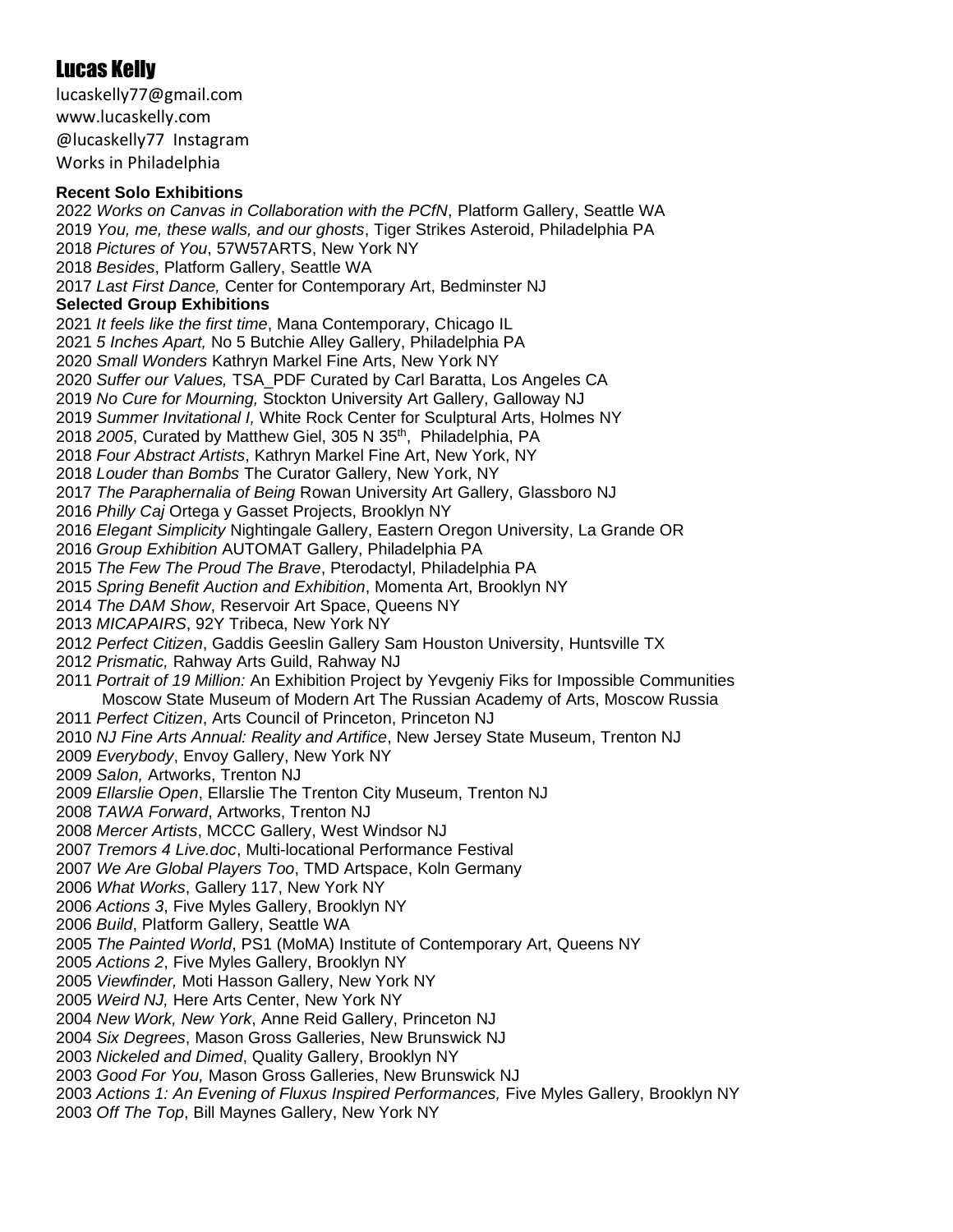# Lucas Kelly

lucaskelly77@gmail.com
www.lucaskelly.com
@lucaskelly77 Instagram
Works in Philadelphia

**Recent Solo Exhibitions**

2022 *Works on Canvas in Collaboration with the PCfN*, Platform Gallery, Seattle WA
2019 *You, me, these walls, and our ghosts*, Tiger Strikes Asteroid, Philadelphia PA
2018 *Pictures of You*, 57W57ARTS, New York NY
2018 *Besides*, Platform Gallery, Seattle WA
2017 *Last First Dance,* Center for Contemporary Art, Bedminster NJ

**Selected Group Exhibitions**

2021 *It feels like the first time*, Mana Contemporary, Chicago IL
2021 *5 Inches Apart,* No 5 Butchie Alley Gallery, Philadelphia PA
2020 *Small Wonders* Kathryn Markel Fine Arts, New York NY
2020 *Suffer our Values,* TSA_PDF Curated by Carl Baratta, Los Angeles CA
2019 *No Cure for Mourning,* Stockton University Art Gallery, Galloway NJ
2019 *Summer Invitational I,* White Rock Center for Sculptural Arts, Holmes NY
2018 *2005*, Curated by Matthew Giel, 305 N 35th, Philadelphia, PA
2018 *Four Abstract Artists*, Kathryn Markel Fine Art, New York, NY
2018 *Louder than Bombs* The Curator Gallery, New York, NY
2017 *The Paraphernalia of Being* Rowan University Art Gallery, Glassboro NJ
2016 *Philly Caj* Ortega y Gasset Projects, Brooklyn NY
2016 *Elegant Simplicity* Nightingale Gallery, Eastern Oregon University, La Grande OR
2016 *Group Exhibition* AUTOMAT Gallery, Philadelphia PA
2015 *The Few The Proud The Brave*, Pterodactyl, Philadelphia PA
2015 *Spring Benefit Auction and Exhibition*, Momenta Art, Brooklyn NY
2014 *The DAM Show*, Reservoir Art Space, Queens NY
2013 *MICAPAIRS*, 92Y Tribeca, New York NY
2012 *Perfect Citizen*, Gaddis Geeslin Gallery Sam Houston University, Huntsville TX
2012 *Prismatic,* Rahway Arts Guild, Rahway NJ
2011 *Portrait of 19 Million:* An Exhibition Project by Yevgeniy Fiks for Impossible Communities
Moscow State Museum of Modern Art The Russian Academy of Arts, Moscow Russia
2011 *Perfect Citizen*, Arts Council of Princeton, Princeton NJ
2010 *NJ Fine Arts Annual: Reality and Artifice*, New Jersey State Museum, Trenton NJ
2009 *Everybody*, Envoy Gallery, New York NY
2009 *Salon,* Artworks, Trenton NJ
2009 *Ellarslie Open*, Ellarslie The Trenton City Museum, Trenton NJ
2008 *TAWA Forward*, Artworks, Trenton NJ
2008 *Mercer Artists*, MCCC Gallery, West Windsor NJ
2007 *Tremors 4 Live.doc*, Multi-locational Performance Festival
2007 *We Are Global Players Too*, TMD Artspace, Koln Germany
2006 *What Works*, Gallery 117, New York NY
2006 *Actions 3*, Five Myles Gallery, Brooklyn NY
2006 *Build*, Platform Gallery, Seattle WA
2005 *The Painted World*, PS1 (MoMA) Institute of Contemporary Art, Queens NY
2005 *Actions 2*, Five Myles Gallery, Brooklyn NY
2005 *Viewfinder,* Moti Hasson Gallery, New York NY
2005 *Weird NJ,* Here Arts Center, New York NY
2004 *New Work, New York*, Anne Reid Gallery, Princeton NJ
2004 *Six Degrees*, Mason Gross Galleries, New Brunswick NJ
2003 *Nickeled and Dimed*, Quality Gallery, Brooklyn NY
2003 *Good For You,* Mason Gross Galleries, New Brunswick NJ
2003 *Actions 1: An Evening of Fluxus Inspired Performances,* Five Myles Gallery, Brooklyn NY
2003 *Off The Top*, Bill Maynes Gallery, New York NY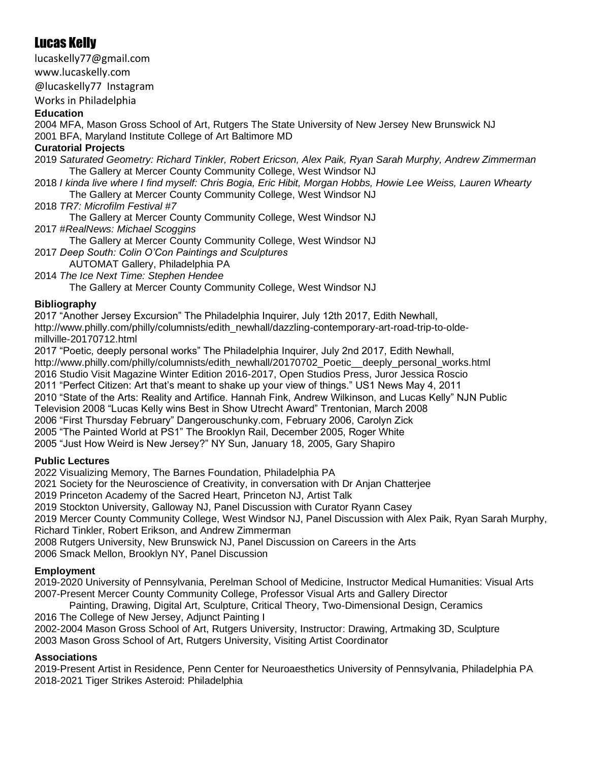# Lucas Kelly

lucaskelly77@gmail.com
www.lucaskelly.com
@lucaskelly77 Instagram
Works in Philadelphia

**Education**

2004 MFA, Mason Gross School of Art, Rutgers The State University of New Jersey New Brunswick NJ
2001 BFA, Maryland Institute College of Art Baltimore MD

**Curatorial Projects**

2019 *Saturated Geometry: Richard Tinkler, Robert Ericson, Alex Paik, Ryan Sarah Murphy, Andrew Zimmerman*
The Gallery at Mercer County Community College, West Windsor NJ
2018 *I kinda live where I find myself: Chris Bogia, Eric Hibit, Morgan Hobbs, Howie Lee Weiss, Lauren Whearty*
The Gallery at Mercer County Community College, West Windsor NJ
2018 *TR7: Microfilm Festival #7*
The Gallery at Mercer County Community College, West Windsor NJ
2017 *#RealNews: Michael Scoggins*
The Gallery at Mercer County Community College, West Windsor NJ
2017 *Deep South: Colin O'Con Paintings and Sculptures*
AUTOMAT Gallery, Philadelphia PA
2014 *The Ice Next Time: Stephen Hendee*
The Gallery at Mercer County Community College, West Windsor NJ

**Bibliography**

2017 "Another Jersey Excursion" The Philadelphia Inquirer, July 12th 2017, Edith Newhall, http://www.philly.com/philly/columnists/edith_newhall/dazzling-contemporary-art-road-trip-to-olde-millville-20170712.html
2017 "Poetic, deeply personal works" The Philadelphia Inquirer, July 2nd 2017, Edith Newhall, http://www.philly.com/philly/columnists/edith_newhall/20170702_Poetic__deeply_personal_works.html
2016 Studio Visit Magazine Winter Edition 2016-2017, Open Studios Press, Juror Jessica Roscio
2011 "Perfect Citizen: Art that's meant to shake up your view of things." US1 News May 4, 2011
2010 "State of the Arts: Reality and Artifice. Hannah Fink, Andrew Wilkinson, and Lucas Kelly" NJN Public Television 2008 "Lucas Kelly wins Best in Show Utrecht Award" Trentonian, March 2008
2006 "First Thursday February" Dangerouschunky.com, February 2006, Carolyn Zick
2005 "The Painted World at PS1" The Brooklyn Rail, December 2005, Roger White
2005 "Just How Weird is New Jersey?" NY Sun, January 18, 2005, Gary Shapiro

**Public Lectures**

2022 Visualizing Memory, The Barnes Foundation, Philadelphia PA
2021 Society for the Neuroscience of Creativity, in conversation with Dr Anjan Chatterjee
2019 Princeton Academy of the Sacred Heart, Princeton NJ, Artist Talk
2019 Stockton University, Galloway NJ, Panel Discussion with Curator Ryann Casey
2019 Mercer County Community College, West Windsor NJ, Panel Discussion with Alex Paik, Ryan Sarah Murphy, Richard Tinkler, Robert Erikson, and Andrew Zimmerman
2008 Rutgers University, New Brunswick NJ, Panel Discussion on Careers in the Arts
2006 Smack Mellon, Brooklyn NY, Panel Discussion

**Employment**

2019-2020 University of Pennsylvania, Perelman School of Medicine, Instructor Medical Humanities: Visual Arts
2007-Present Mercer County Community College, Professor Visual Arts and Gallery Director
Painting, Drawing, Digital Art, Sculpture, Critical Theory, Two-Dimensional Design, Ceramics
2016 The College of New Jersey, Adjunct Painting I
2002-2004 Mason Gross School of Art, Rutgers University, Instructor: Drawing, Artmaking 3D, Sculpture
2003 Mason Gross School of Art, Rutgers University, Visiting Artist Coordinator

**Associations**

2019-Present Artist in Residence, Penn Center for Neuroaesthetics University of Pennsylvania, Philadelphia PA
2018-2021 Tiger Strikes Asteroid: Philadelphia